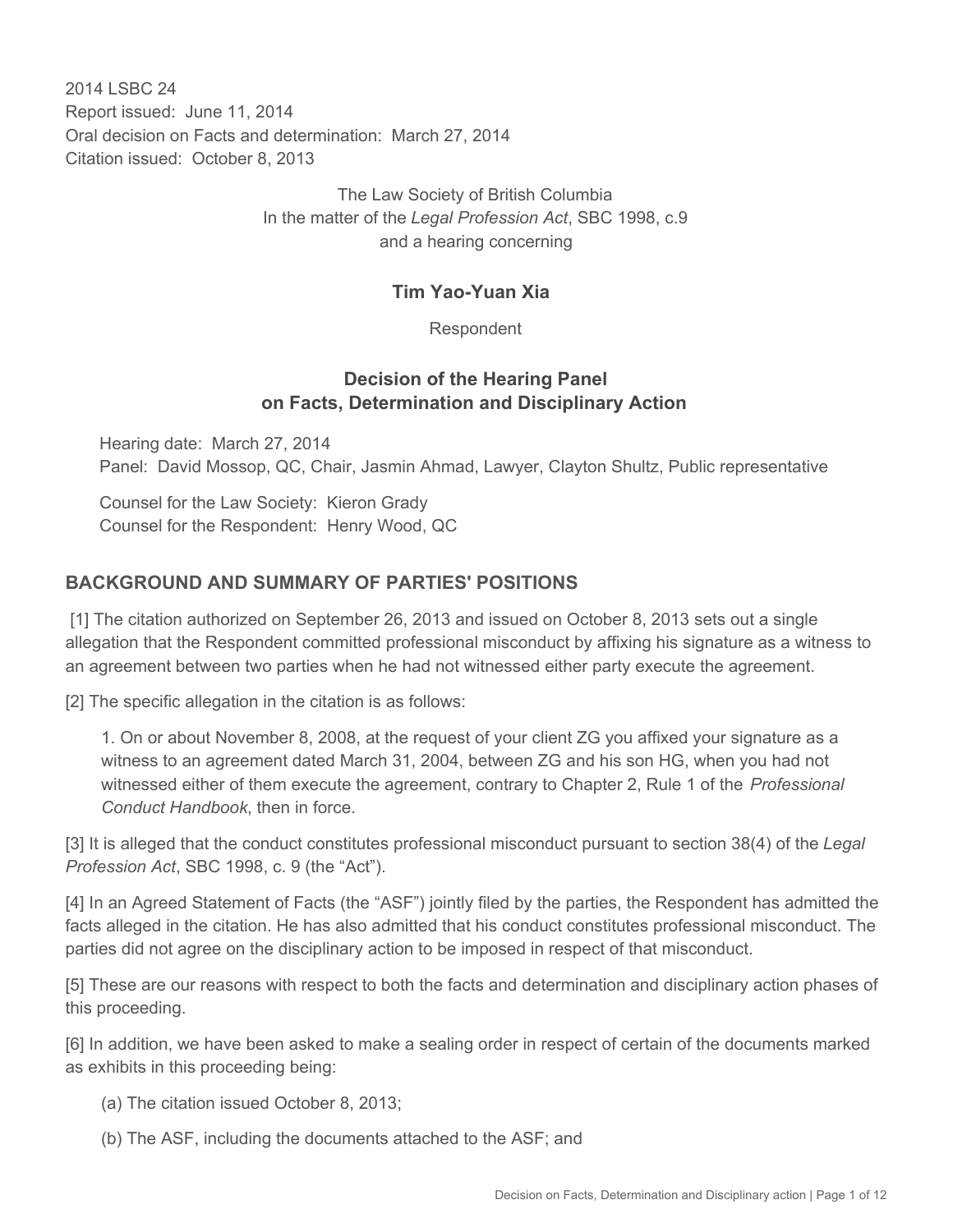2014 LSBC 24
Report issued: June 11, 2014
Oral decision on Facts and determination: March 27, 2014
Citation issued: October 8, 2013

The Law Society of British Columbia
In the matter of the *Legal Profession Act*, SBC 1998, c.9
and a hearing concerning

**Tim Yao-Yuan Xia**

Respondent

## Decision of the Hearing Panel on Facts, Determination and Disciplinary Action

Hearing date: March 27, 2014
Panel: David Mossop, QC, Chair, Jasmin Ahmad, Lawyer, Clayton Shultz, Public representative

Counsel for the Law Society: Kieron Grady
Counsel for the Respondent: Henry Wood, QC

## BACKGROUND AND SUMMARY OF PARTIES' POSITIONS

[1] The citation authorized on September 26, 2013 and issued on October 8, 2013 sets out a single allegation that the Respondent committed professional misconduct by affixing his signature as a witness to an agreement between two parties when he had not witnessed either party execute the agreement.

[2] The specific allegation in the citation is as follows:

> 1. On or about November 8, 2008, at the request of your client ZG you affixed your signature as a witness to an agreement dated March 31, 2004, between ZG and his son HG, when you had not witnessed either of them execute the agreement, contrary to Chapter 2, Rule 1 of the *Professional Conduct Handbook*, then in force.

[3] It is alleged that the conduct constitutes professional misconduct pursuant to section 38(4) of the *Legal Profession Act*, SBC 1998, c. 9 (the "Act").

[4] In an Agreed Statement of Facts (the "ASF") jointly filed by the parties, the Respondent has admitted the facts alleged in the citation. He has also admitted that his conduct constitutes professional misconduct. The parties did not agree on the disciplinary action to be imposed in respect of that misconduct.

[5] These are our reasons with respect to both the facts and determination and disciplinary action phases of this proceeding.

[6] In addition, we have been asked to make a sealing order in respect of certain of the documents marked as exhibits in this proceeding being:

(a) The citation issued October 8, 2013;

(b) The ASF, including the documents attached to the ASF; and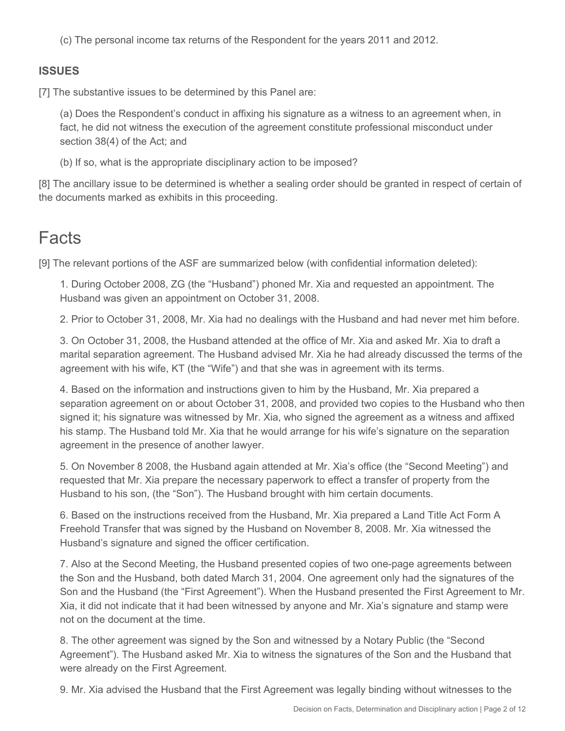(c) The personal income tax returns of the Respondent for the years 2011 and 2012.

**ISSUES**

[7] The substantive issues to be determined by this Panel are:

(a) Does the Respondent's conduct in affixing his signature as a witness to an agreement when, in fact, he did not witness the execution of the agreement constitute professional misconduct under section 38(4) of the Act; and

(b) If so, what is the appropriate disciplinary action to be imposed?

[8] The ancillary issue to be determined is whether a sealing order should be granted in respect of certain of the documents marked as exhibits in this proceeding.

# Facts

[9] The relevant portions of the ASF are summarized below (with confidential information deleted):

1. During October 2008, ZG (the "Husband") phoned Mr. Xia and requested an appointment. The Husband was given an appointment on October 31, 2008.

2. Prior to October 31, 2008, Mr. Xia had no dealings with the Husband and had never met him before.

3. On October 31, 2008, the Husband attended at the office of Mr. Xia and asked Mr. Xia to draft a marital separation agreement. The Husband advised Mr. Xia he had already discussed the terms of the agreement with his wife, KT (the "Wife") and that she was in agreement with its terms.

4. Based on the information and instructions given to him by the Husband, Mr. Xia prepared a separation agreement on or about October 31, 2008, and provided two copies to the Husband who then signed it; his signature was witnessed by Mr. Xia, who signed the agreement as a witness and affixed his stamp. The Husband told Mr. Xia that he would arrange for his wife's signature on the separation agreement in the presence of another lawyer.

5. On November 8 2008, the Husband again attended at Mr. Xia's office (the "Second Meeting") and requested that Mr. Xia prepare the necessary paperwork to effect a transfer of property from the Husband to his son, (the "Son"). The Husband brought with him certain documents.

6. Based on the instructions received from the Husband, Mr. Xia prepared a Land Title Act Form A Freehold Transfer that was signed by the Husband on November 8, 2008. Mr. Xia witnessed the Husband's signature and signed the officer certification.

7. Also at the Second Meeting, the Husband presented copies of two one-page agreements between the Son and the Husband, both dated March 31, 2004. One agreement only had the signatures of the Son and the Husband (the "First Agreement"). When the Husband presented the First Agreement to Mr. Xia, it did not indicate that it had been witnessed by anyone and Mr. Xia's signature and stamp were not on the document at the time.

8. The other agreement was signed by the Son and witnessed by a Notary Public (the "Second Agreement"). The Husband asked Mr. Xia to witness the signatures of the Son and the Husband that were already on the First Agreement.

9. Mr. Xia advised the Husband that the First Agreement was legally binding without witnesses to the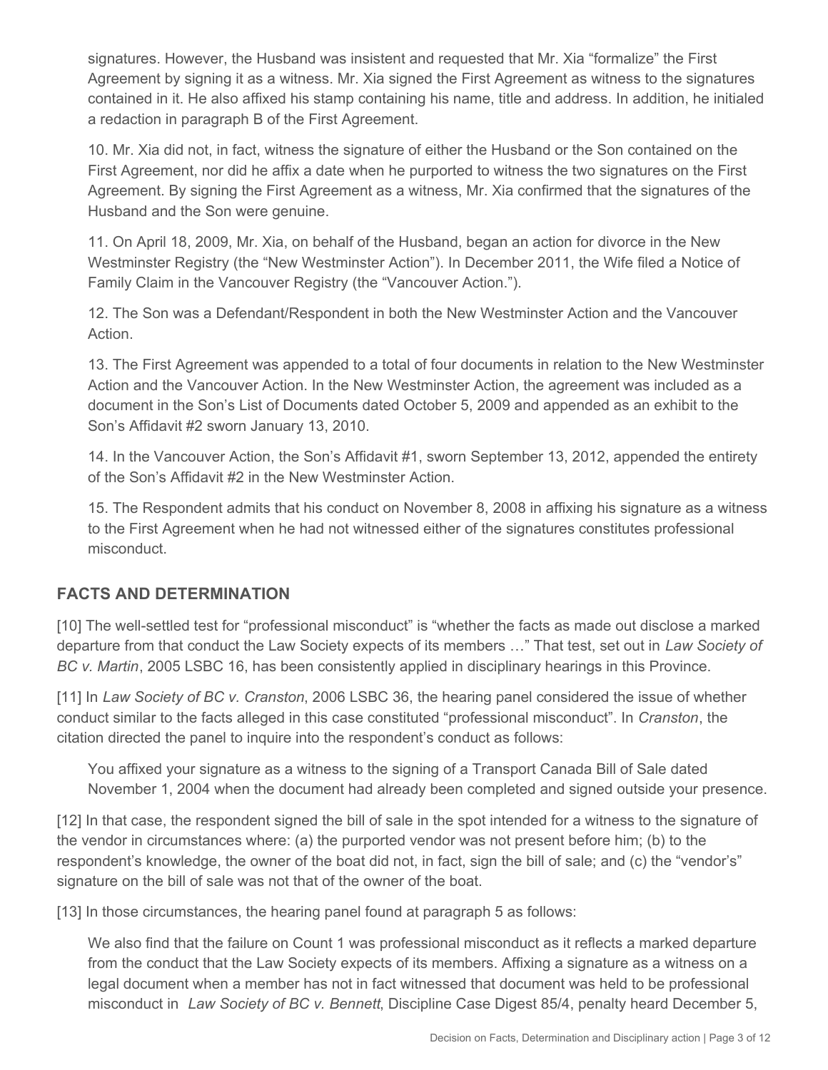signatures. However, the Husband was insistent and requested that Mr. Xia "formalize" the First Agreement by signing it as a witness. Mr. Xia signed the First Agreement as witness to the signatures contained in it. He also affixed his stamp containing his name, title and address. In addition, he initialed a redaction in paragraph B of the First Agreement.

> 10. Mr. Xia did not, in fact, witness the signature of either the Husband or the Son contained on the First Agreement, nor did he affix a date when he purported to witness the two signatures on the First Agreement. By signing the First Agreement as a witness, Mr. Xia confirmed that the signatures of the Husband and the Son were genuine.
>
> 11. On April 18, 2009, Mr. Xia, on behalf of the Husband, began an action for divorce in the New Westminster Registry (the "New Westminster Action"). In December 2011, the Wife filed a Notice of Family Claim in the Vancouver Registry (the "Vancouver Action.").
>
> 12. The Son was a Defendant/Respondent in both the New Westminster Action and the Vancouver Action.
>
> 13. The First Agreement was appended to a total of four documents in relation to the New Westminster Action and the Vancouver Action. In the New Westminster Action, the agreement was included as a document in the Son's List of Documents dated October 5, 2009 and appended as an exhibit to the Son's Affidavit #2 sworn January 13, 2010.
>
> 14. In the Vancouver Action, the Son's Affidavit #1, sworn September 13, 2012, appended the entirety of the Son's Affidavit #2 in the New Westminster Action.
>
> 15. The Respondent admits that his conduct on November 8, 2008 in affixing his signature as a witness to the First Agreement when he had not witnessed either of the signatures constitutes professional misconduct.

## FACTS AND DETERMINATION

[10] The well-settled test for "professional misconduct" is "whether the facts as made out disclose a marked departure from that conduct the Law Society expects of its members …" That test, set out in *Law Society of BC v. Martin*, 2005 LSBC 16, has been consistently applied in disciplinary hearings in this Province.

[11] In *Law Society of BC v. Cranston*, 2006 LSBC 36, the hearing panel considered the issue of whether conduct similar to the facts alleged in this case constituted "professional misconduct". In *Cranston*, the citation directed the panel to inquire into the respondent's conduct as follows:

> You affixed your signature as a witness to the signing of a Transport Canada Bill of Sale dated November 1, 2004 when the document had already been completed and signed outside your presence.

[12] In that case, the respondent signed the bill of sale in the spot intended for a witness to the signature of the vendor in circumstances where: (a) the purported vendor was not present before him; (b) to the respondent's knowledge, the owner of the boat did not, in fact, sign the bill of sale; and (c) the "vendor's" signature on the bill of sale was not that of the owner of the boat.

[13] In those circumstances, the hearing panel found at paragraph 5 as follows:

> We also find that the failure on Count 1 was professional misconduct as it reflects a marked departure from the conduct that the Law Society expects of its members. Affixing a signature as a witness on a legal document when a member has not in fact witnessed that document was held to be professional misconduct in *Law Society of BC v. Bennett*, Discipline Case Digest 85/4, penalty heard December 5,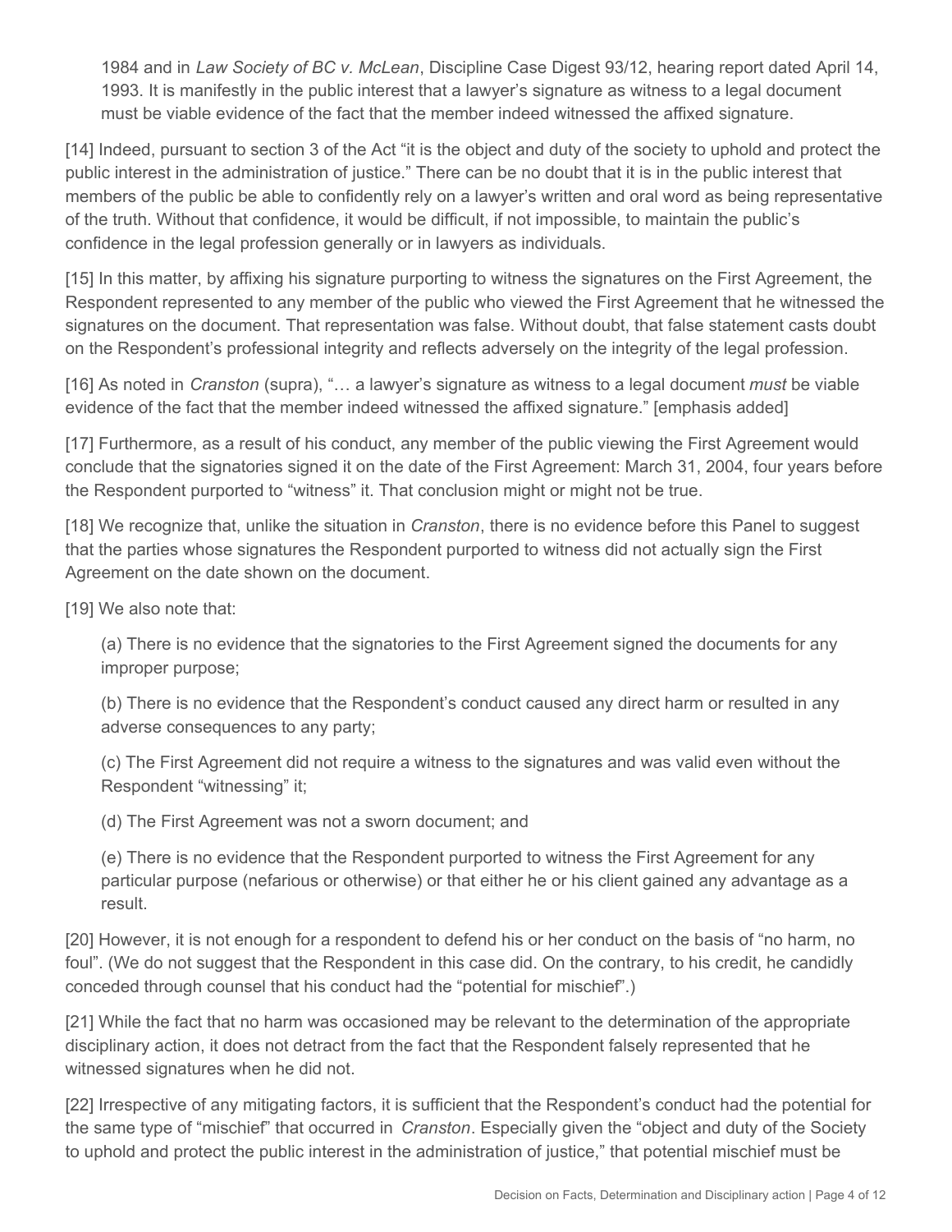1984 and in *Law Society of BC v. McLean*, Discipline Case Digest 93/12, hearing report dated April 14, 1993. It is manifestly in the public interest that a lawyer's signature as witness to a legal document must be viable evidence of the fact that the member indeed witnessed the affixed signature.

[14] Indeed, pursuant to section 3 of the Act "it is the object and duty of the society to uphold and protect the public interest in the administration of justice." There can be no doubt that it is in the public interest that members of the public be able to confidently rely on a lawyer's written and oral word as being representative of the truth. Without that confidence, it would be difficult, if not impossible, to maintain the public's confidence in the legal profession generally or in lawyers as individuals.

[15] In this matter, by affixing his signature purporting to witness the signatures on the First Agreement, the Respondent represented to any member of the public who viewed the First Agreement that he witnessed the signatures on the document. That representation was false. Without doubt, that false statement casts doubt on the Respondent's professional integrity and reflects adversely on the integrity of the legal profession.

[16] As noted in *Cranston* (supra), "… a lawyer's signature as witness to a legal document *must* be viable evidence of the fact that the member indeed witnessed the affixed signature." [emphasis added]

[17] Furthermore, as a result of his conduct, any member of the public viewing the First Agreement would conclude that the signatories signed it on the date of the First Agreement: March 31, 2004, four years before the Respondent purported to "witness" it. That conclusion might or might not be true.

[18] We recognize that, unlike the situation in *Cranston*, there is no evidence before this Panel to suggest that the parties whose signatures the Respondent purported to witness did not actually sign the First Agreement on the date shown on the document.

[19] We also note that:

(a) There is no evidence that the signatories to the First Agreement signed the documents for any improper purpose;

(b) There is no evidence that the Respondent's conduct caused any direct harm or resulted in any adverse consequences to any party;

(c) The First Agreement did not require a witness to the signatures and was valid even without the Respondent "witnessing" it;

(d) The First Agreement was not a sworn document; and

(e) There is no evidence that the Respondent purported to witness the First Agreement for any particular purpose (nefarious or otherwise) or that either he or his client gained any advantage as a result.

[20] However, it is not enough for a respondent to defend his or her conduct on the basis of "no harm, no foul". (We do not suggest that the Respondent in this case did. On the contrary, to his credit, he candidly conceded through counsel that his conduct had the "potential for mischief".)

[21] While the fact that no harm was occasioned may be relevant to the determination of the appropriate disciplinary action, it does not detract from the fact that the Respondent falsely represented that he witnessed signatures when he did not.

[22] Irrespective of any mitigating factors, it is sufficient that the Respondent's conduct had the potential for the same type of "mischief" that occurred in *Cranston*. Especially given the "object and duty of the Society to uphold and protect the public interest in the administration of justice," that potential mischief must be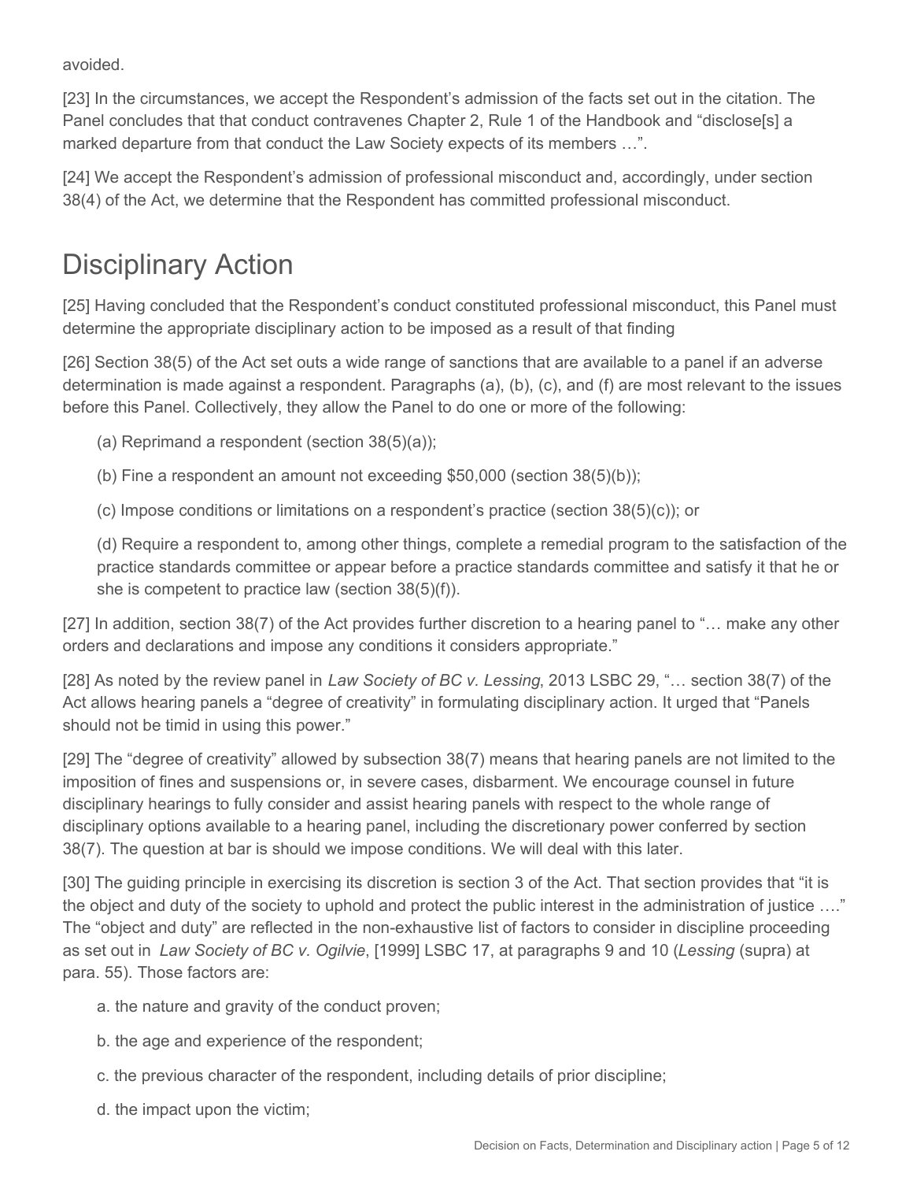avoided.

[23] In the circumstances, we accept the Respondent's admission of the facts set out in the citation. The Panel concludes that that conduct contravenes Chapter 2, Rule 1 of the Handbook and "disclose[s] a marked departure from that conduct the Law Society expects of its members …".

[24] We accept the Respondent's admission of professional misconduct and, accordingly, under section 38(4) of the Act, we determine that the Respondent has committed professional misconduct.

# Disciplinary Action

[25] Having concluded that the Respondent's conduct constituted professional misconduct, this Panel must determine the appropriate disciplinary action to be imposed as a result of that finding

[26] Section 38(5) of the Act set outs a wide range of sanctions that are available to a panel if an adverse determination is made against a respondent. Paragraphs (a), (b), (c), and (f) are most relevant to the issues before this Panel. Collectively, they allow the Panel to do one or more of the following:

(a) Reprimand a respondent (section 38(5)(a));

(b) Fine a respondent an amount not exceeding $50,000 (section 38(5)(b));

(c) Impose conditions or limitations on a respondent's practice (section 38(5)(c)); or

(d) Require a respondent to, among other things, complete a remedial program to the satisfaction of the practice standards committee or appear before a practice standards committee and satisfy it that he or she is competent to practice law (section 38(5)(f)).

[27] In addition, section 38(7) of the Act provides further discretion to a hearing panel to "… make any other orders and declarations and impose any conditions it considers appropriate."

[28] As noted by the review panel in *Law Society of BC v. Lessing*, 2013 LSBC 29, "… section 38(7) of the Act allows hearing panels a "degree of creativity" in formulating disciplinary action. It urged that "Panels should not be timid in using this power."

[29] The "degree of creativity" allowed by subsection 38(7) means that hearing panels are not limited to the imposition of fines and suspensions or, in severe cases, disbarment. We encourage counsel in future disciplinary hearings to fully consider and assist hearing panels with respect to the whole range of disciplinary options available to a hearing panel, including the discretionary power conferred by section 38(7). The question at bar is should we impose conditions. We will deal with this later.

[30] The guiding principle in exercising its discretion is section 3 of the Act. That section provides that "it is the object and duty of the society to uphold and protect the public interest in the administration of justice …." The "object and duty" are reflected in the non-exhaustive list of factors to consider in discipline proceeding as set out in *Law Society of BC v. Ogilvie*, [1999] LSBC 17, at paragraphs 9 and 10 (*Lessing* (supra) at para. 55). Those factors are:

a. the nature and gravity of the conduct proven;

b. the age and experience of the respondent;

c. the previous character of the respondent, including details of prior discipline;

d. the impact upon the victim;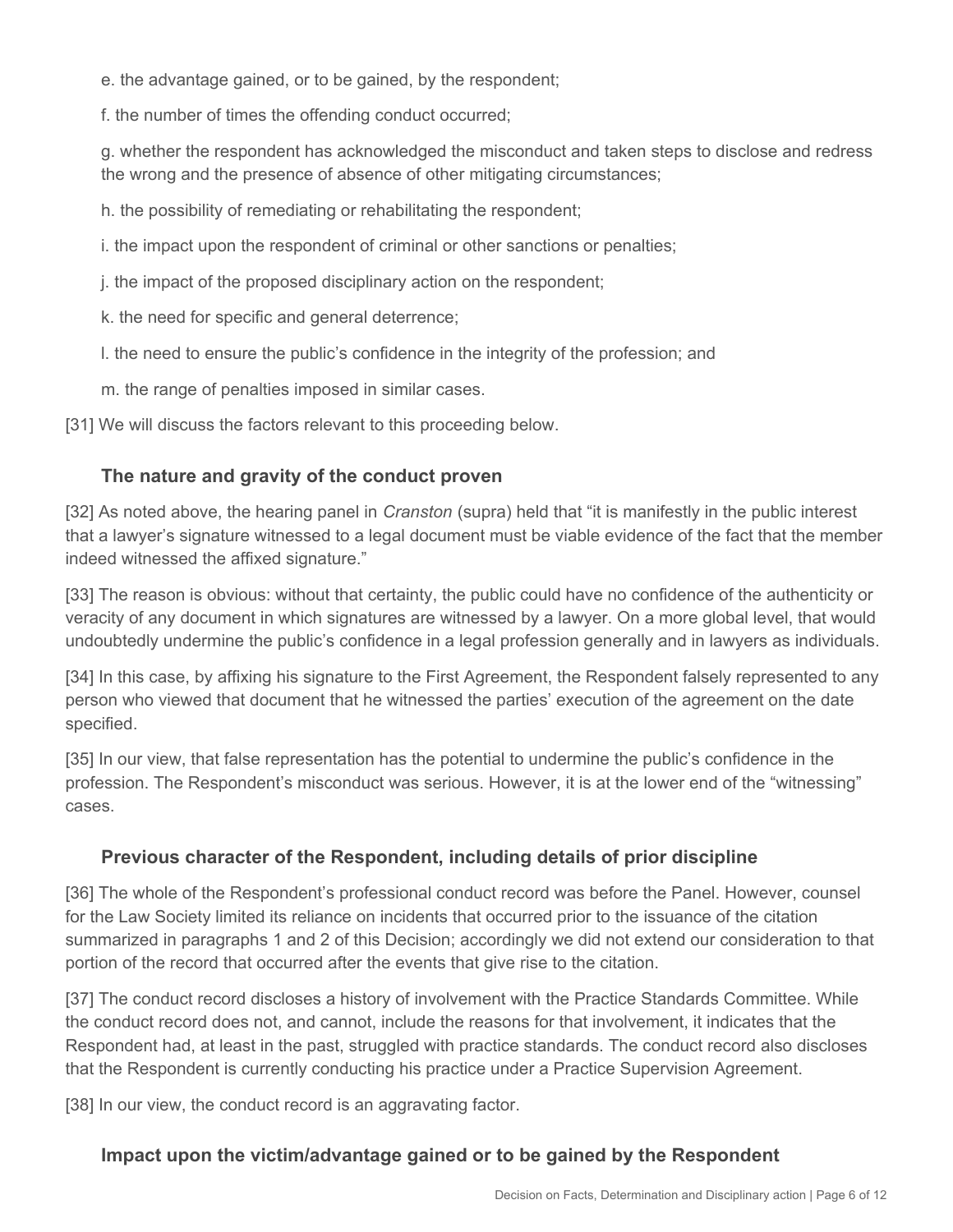e. the advantage gained, or to be gained, by the respondent;

f. the number of times the offending conduct occurred;

g. whether the respondent has acknowledged the misconduct and taken steps to disclose and redress the wrong and the presence of absence of other mitigating circumstances;

h. the possibility of remediating or rehabilitating the respondent;

i. the impact upon the respondent of criminal or other sanctions or penalties;

j. the impact of the proposed disciplinary action on the respondent;

k. the need for specific and general deterrence;

l. the need to ensure the public's confidence in the integrity of the profession; and

m. the range of penalties imposed in similar cases.

[31] We will discuss the factors relevant to this proceeding below.

### The nature and gravity of the conduct proven

[32] As noted above, the hearing panel in *Cranston* (supra) held that "it is manifestly in the public interest that a lawyer's signature witnessed to a legal document must be viable evidence of the fact that the member indeed witnessed the affixed signature."

[33] The reason is obvious: without that certainty, the public could have no confidence of the authenticity or veracity of any document in which signatures are witnessed by a lawyer. On a more global level, that would undoubtedly undermine the public's confidence in a legal profession generally and in lawyers as individuals.

[34] In this case, by affixing his signature to the First Agreement, the Respondent falsely represented to any person who viewed that document that he witnessed the parties' execution of the agreement on the date specified.

[35] In our view, that false representation has the potential to undermine the public's confidence in the profession. The Respondent's misconduct was serious. However, it is at the lower end of the "witnessing" cases.

### Previous character of the Respondent, including details of prior discipline

[36] The whole of the Respondent's professional conduct record was before the Panel. However, counsel for the Law Society limited its reliance on incidents that occurred prior to the issuance of the citation summarized in paragraphs 1 and 2 of this Decision; accordingly we did not extend our consideration to that portion of the record that occurred after the events that give rise to the citation.

[37] The conduct record discloses a history of involvement with the Practice Standards Committee. While the conduct record does not, and cannot, include the reasons for that involvement, it indicates that the Respondent had, at least in the past, struggled with practice standards. The conduct record also discloses that the Respondent is currently conducting his practice under a Practice Supervision Agreement.

[38] In our view, the conduct record is an aggravating factor.

### Impact upon the victim/advantage gained or to be gained by the Respondent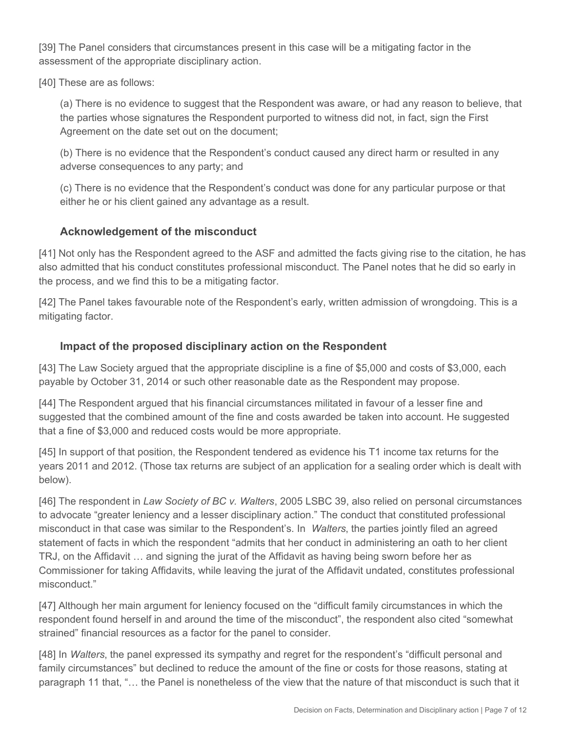[39] The Panel considers that circumstances present in this case will be a mitigating factor in the assessment of the appropriate disciplinary action.

[40] These are as follows:

> (a) There is no evidence to suggest that the Respondent was aware, or had any reason to believe, that the parties whose signatures the Respondent purported to witness did not, in fact, sign the First Agreement on the date set out on the document;
>
> (b) There is no evidence that the Respondent's conduct caused any direct harm or resulted in any adverse consequences to any party; and
>
> (c) There is no evidence that the Respondent's conduct was done for any particular purpose or that either he or his client gained any advantage as a result.

### Acknowledgement of the misconduct

[41] Not only has the Respondent agreed to the ASF and admitted the facts giving rise to the citation, he has also admitted that his conduct constitutes professional misconduct. The Panel notes that he did so early in the process, and we find this to be a mitigating factor.

[42] The Panel takes favourable note of the Respondent's early, written admission of wrongdoing. This is a mitigating factor.

### Impact of the proposed disciplinary action on the Respondent

[43] The Law Society argued that the appropriate discipline is a fine of $5,000 and costs of $3,000, each payable by October 31, 2014 or such other reasonable date as the Respondent may propose.

[44] The Respondent argued that his financial circumstances militated in favour of a lesser fine and suggested that the combined amount of the fine and costs awarded be taken into account. He suggested that a fine of $3,000 and reduced costs would be more appropriate.

[45] In support of that position, the Respondent tendered as evidence his T1 income tax returns for the years 2011 and 2012. (Those tax returns are subject of an application for a sealing order which is dealt with below).

[46] The respondent in *Law Society of BC v. Walters*, 2005 LSBC 39, also relied on personal circumstances to advocate "greater leniency and a lesser disciplinary action." The conduct that constituted professional misconduct in that case was similar to the Respondent's. In *Walters*, the parties jointly filed an agreed statement of facts in which the respondent "admits that her conduct in administering an oath to her client TRJ, on the Affidavit … and signing the jurat of the Affidavit as having being sworn before her as Commissioner for taking Affidavits, while leaving the jurat of the Affidavit undated, constitutes professional misconduct."

[47] Although her main argument for leniency focused on the "difficult family circumstances in which the respondent found herself in and around the time of the misconduct", the respondent also cited "somewhat strained" financial resources as a factor for the panel to consider.

[48] In *Walters*, the panel expressed its sympathy and regret for the respondent's "difficult personal and family circumstances" but declined to reduce the amount of the fine or costs for those reasons, stating at paragraph 11 that, "… the Panel is nonetheless of the view that the nature of that misconduct is such that it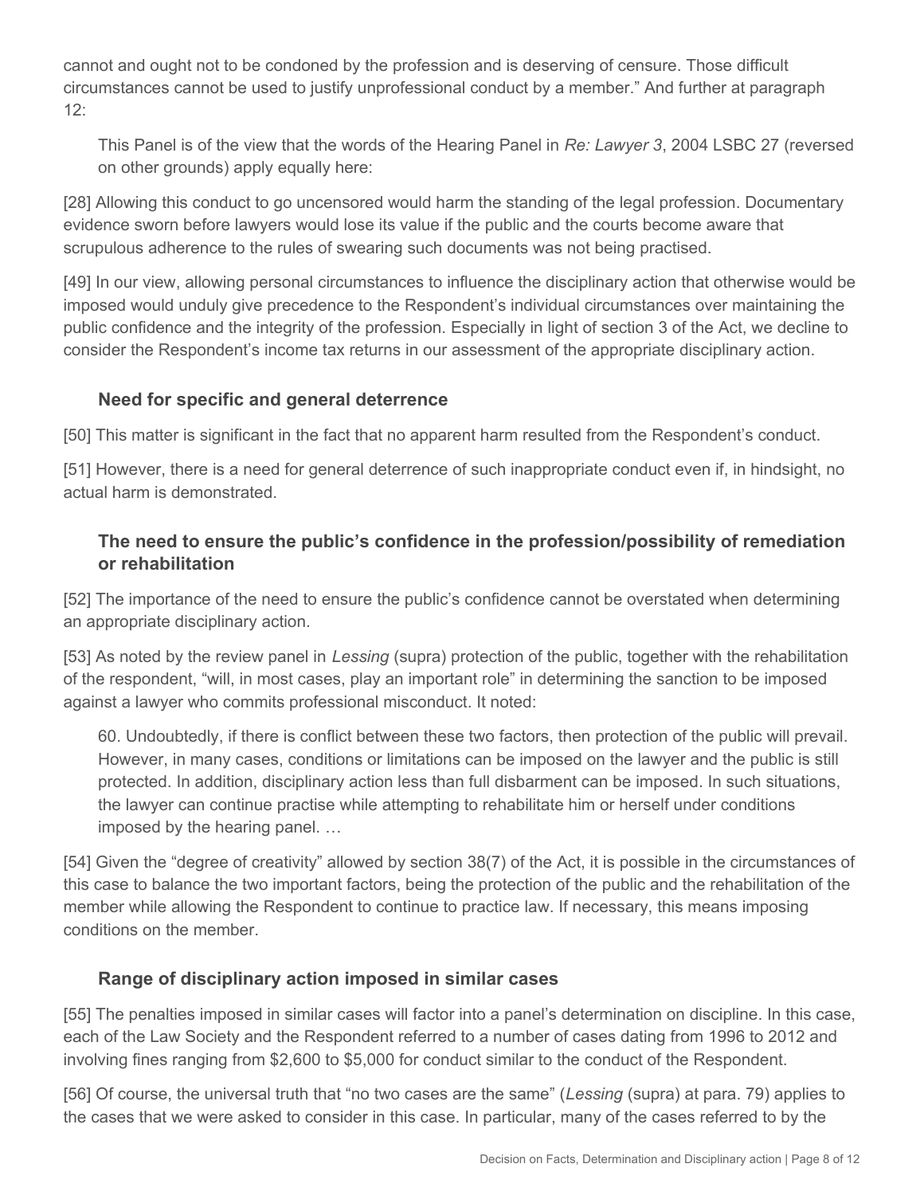cannot and ought not to be condoned by the profession and is deserving of censure. Those difficult circumstances cannot be used to justify unprofessional conduct by a member." And further at paragraph 12:

> This Panel is of the view that the words of the Hearing Panel in *Re: Lawyer 3*, 2004 LSBC 27 (reversed on other grounds) apply equally here:

[28] Allowing this conduct to go uncensored would harm the standing of the legal profession. Documentary evidence sworn before lawyers would lose its value if the public and the courts become aware that scrupulous adherence to the rules of swearing such documents was not being practised.

[49] In our view, allowing personal circumstances to influence the disciplinary action that otherwise would be imposed would unduly give precedence to the Respondent's individual circumstances over maintaining the public confidence and the integrity of the profession. Especially in light of section 3 of the Act, we decline to consider the Respondent's income tax returns in our assessment of the appropriate disciplinary action.

### Need for specific and general deterrence

[50] This matter is significant in the fact that no apparent harm resulted from the Respondent's conduct.

[51] However, there is a need for general deterrence of such inappropriate conduct even if, in hindsight, no actual harm is demonstrated.

### The need to ensure the public's confidence in the profession/possibility of remediation or rehabilitation

[52] The importance of the need to ensure the public's confidence cannot be overstated when determining an appropriate disciplinary action.

[53] As noted by the review panel in *Lessing* (supra) protection of the public, together with the rehabilitation of the respondent, "will, in most cases, play an important role" in determining the sanction to be imposed against a lawyer who commits professional misconduct. It noted:

> 60. Undoubtedly, if there is conflict between these two factors, then protection of the public will prevail. However, in many cases, conditions or limitations can be imposed on the lawyer and the public is still protected. In addition, disciplinary action less than full disbarment can be imposed. In such situations, the lawyer can continue practise while attempting to rehabilitate him or herself under conditions imposed by the hearing panel. …

[54] Given the "degree of creativity" allowed by section 38(7) of the Act, it is possible in the circumstances of this case to balance the two important factors, being the protection of the public and the rehabilitation of the member while allowing the Respondent to continue to practice law. If necessary, this means imposing conditions on the member.

### Range of disciplinary action imposed in similar cases

[55] The penalties imposed in similar cases will factor into a panel's determination on discipline. In this case, each of the Law Society and the Respondent referred to a number of cases dating from 1996 to 2012 and involving fines ranging from $2,600 to $5,000 for conduct similar to the conduct of the Respondent.

[56] Of course, the universal truth that "no two cases are the same" (*Lessing* (supra) at para. 79) applies to the cases that we were asked to consider in this case. In particular, many of the cases referred to by the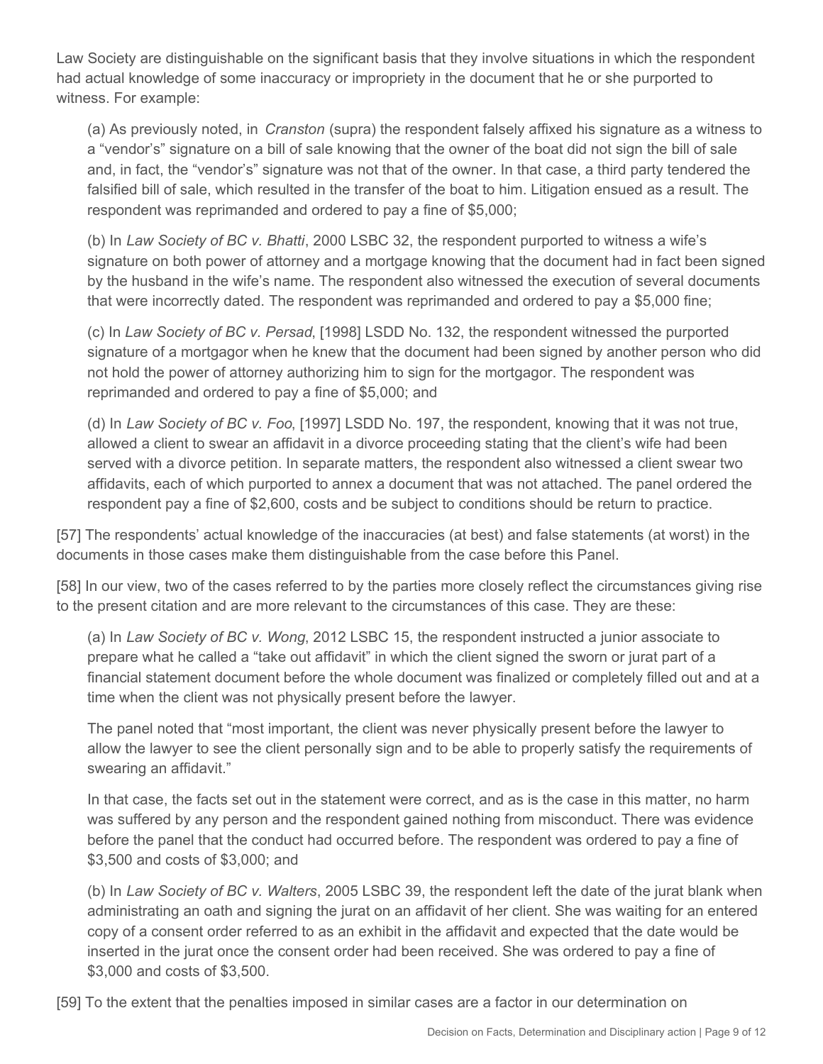Law Society are distinguishable on the significant basis that they involve situations in which the respondent had actual knowledge of some inaccuracy or impropriety in the document that he or she purported to witness. For example:

> (a) As previously noted, in *Cranston* (supra) the respondent falsely affixed his signature as a witness to a "vendor's" signature on a bill of sale knowing that the owner of the boat did not sign the bill of sale and, in fact, the "vendor's" signature was not that of the owner. In that case, a third party tendered the falsified bill of sale, which resulted in the transfer of the boat to him. Litigation ensued as a result. The respondent was reprimanded and ordered to pay a fine of $5,000;
>
> (b) In *Law Society of BC v. Bhatti*, 2000 LSBC 32, the respondent purported to witness a wife's signature on both power of attorney and a mortgage knowing that the document had in fact been signed by the husband in the wife's name. The respondent also witnessed the execution of several documents that were incorrectly dated. The respondent was reprimanded and ordered to pay a $5,000 fine;
>
> (c) In *Law Society of BC v. Persad*, [1998] LSDD No. 132, the respondent witnessed the purported signature of a mortgagor when he knew that the document had been signed by another person who did not hold the power of attorney authorizing him to sign for the mortgagor. The respondent was reprimanded and ordered to pay a fine of $5,000; and
>
> (d) In *Law Society of BC v. Foo*, [1997] LSDD No. 197, the respondent, knowing that it was not true, allowed a client to swear an affidavit in a divorce proceeding stating that the client's wife had been served with a divorce petition. In separate matters, the respondent also witnessed a client swear two affidavits, each of which purported to annex a document that was not attached. The panel ordered the respondent pay a fine of $2,600, costs and be subject to conditions should be return to practice.

[57] The respondents' actual knowledge of the inaccuracies (at best) and false statements (at worst) in the documents in those cases make them distinguishable from the case before this Panel.

[58] In our view, two of the cases referred to by the parties more closely reflect the circumstances giving rise to the present citation and are more relevant to the circumstances of this case. They are these:

> (a) In *Law Society of BC v. Wong*, 2012 LSBC 15, the respondent instructed a junior associate to prepare what he called a "take out affidavit" in which the client signed the sworn or jurat part of a financial statement document before the whole document was finalized or completely filled out and at a time when the client was not physically present before the lawyer.
>
> The panel noted that "most important, the client was never physically present before the lawyer to allow the lawyer to see the client personally sign and to be able to properly satisfy the requirements of swearing an affidavit."
>
> In that case, the facts set out in the statement were correct, and as is the case in this matter, no harm was suffered by any person and the respondent gained nothing from misconduct. There was evidence before the panel that the conduct had occurred before. The respondent was ordered to pay a fine of $3,500 and costs of $3,000; and
>
> (b) In *Law Society of BC v. Walters*, 2005 LSBC 39, the respondent left the date of the jurat blank when administrating an oath and signing the jurat on an affidavit of her client. She was waiting for an entered copy of a consent order referred to as an exhibit in the affidavit and expected that the date would be inserted in the jurat once the consent order had been received. She was ordered to pay a fine of $3,000 and costs of $3,500.

[59] To the extent that the penalties imposed in similar cases are a factor in our determination on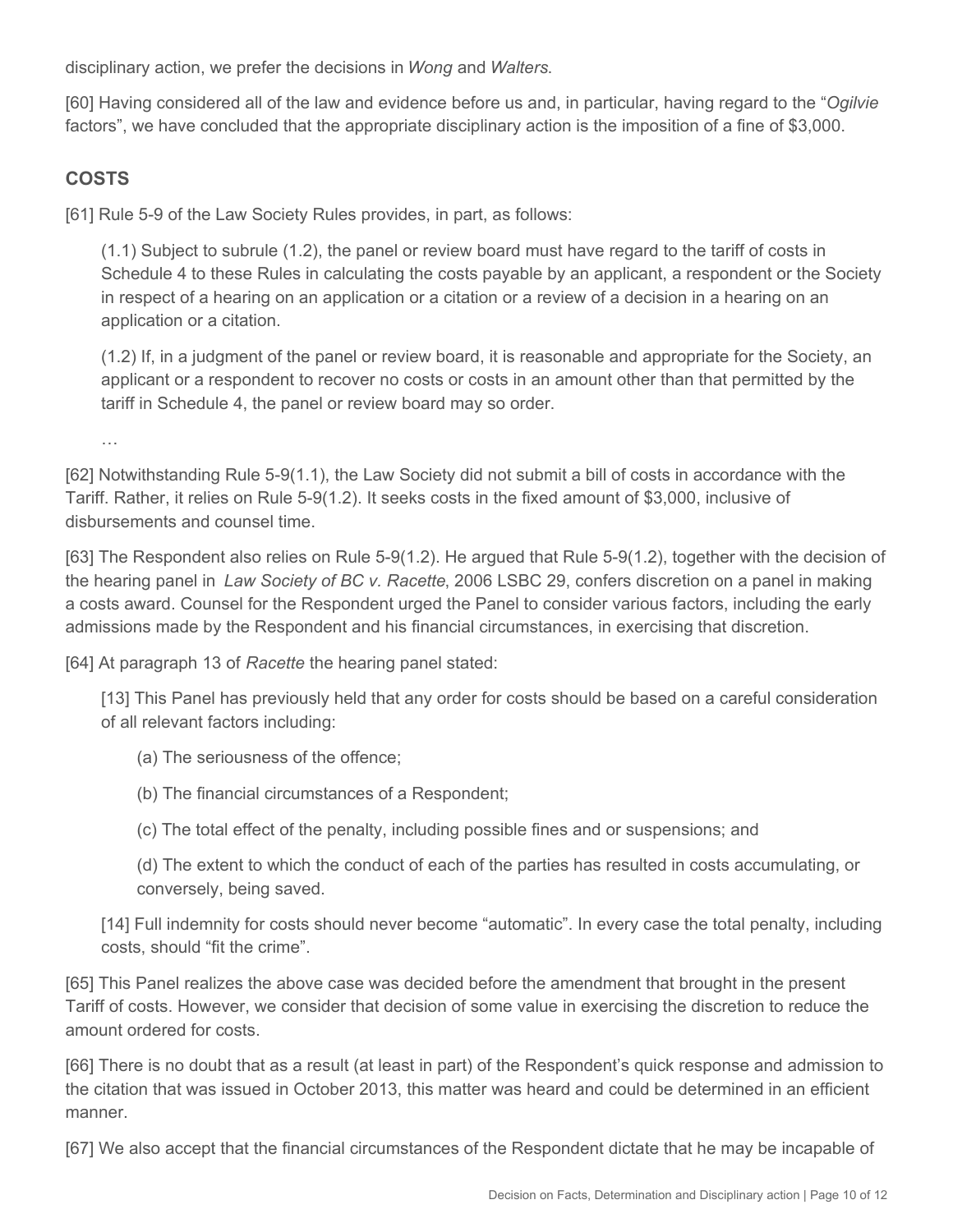disciplinary action, we prefer the decisions in *Wong* and *Walters*.

[60] Having considered all of the law and evidence before us and, in particular, having regard to the "*Ogilvie* factors", we have concluded that the appropriate disciplinary action is the imposition of a fine of $3,000.

## COSTS

[61] Rule 5-9 of the Law Society Rules provides, in part, as follows:

> (1.1) Subject to subrule (1.2), the panel or review board must have regard to the tariff of costs in Schedule 4 to these Rules in calculating the costs payable by an applicant, a respondent or the Society in respect of a hearing on an application or a citation or a review of a decision in a hearing on an application or a citation.
>
> (1.2) If, in a judgment of the panel or review board, it is reasonable and appropriate for the Society, an applicant or a respondent to recover no costs or costs in an amount other than that permitted by the tariff in Schedule 4, the panel or review board may so order.
>
> …

[62] Notwithstanding Rule 5-9(1.1), the Law Society did not submit a bill of costs in accordance with the Tariff. Rather, it relies on Rule 5-9(1.2). It seeks costs in the fixed amount of $3,000, inclusive of disbursements and counsel time.

[63] The Respondent also relies on Rule 5-9(1.2). He argued that Rule 5-9(1.2), together with the decision of the hearing panel in *Law Society of BC v. Racette*, 2006 LSBC 29, confers discretion on a panel in making a costs award. Counsel for the Respondent urged the Panel to consider various factors, including the early admissions made by the Respondent and his financial circumstances, in exercising that discretion.

[64] At paragraph 13 of *Racette* the hearing panel stated:

> [13] This Panel has previously held that any order for costs should be based on a careful consideration of all relevant factors including:
>
> (a) The seriousness of the offence;
>
> (b) The financial circumstances of a Respondent;
>
> (c) The total effect of the penalty, including possible fines and or suspensions; and
>
> (d) The extent to which the conduct of each of the parties has resulted in costs accumulating, or conversely, being saved.
>
> [14] Full indemnity for costs should never become "automatic". In every case the total penalty, including costs, should "fit the crime".

[65] This Panel realizes the above case was decided before the amendment that brought in the present Tariff of costs. However, we consider that decision of some value in exercising the discretion to reduce the amount ordered for costs.

[66] There is no doubt that as a result (at least in part) of the Respondent's quick response and admission to the citation that was issued in October 2013, this matter was heard and could be determined in an efficient manner.

[67] We also accept that the financial circumstances of the Respondent dictate that he may be incapable of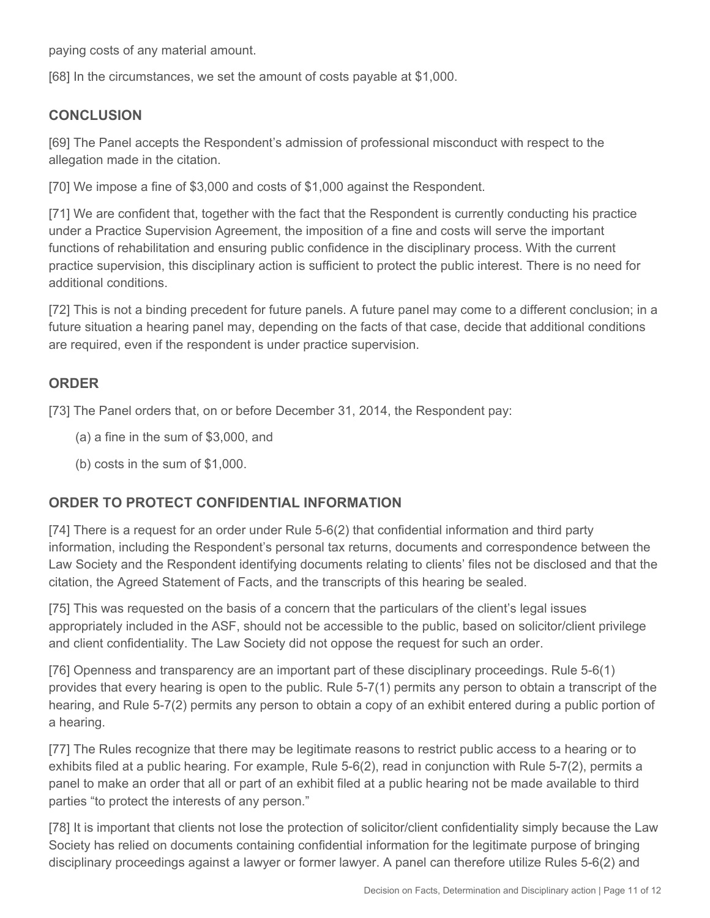paying costs of any material amount.

[68] In the circumstances, we set the amount of costs payable at $1,000.

## CONCLUSION

[69] The Panel accepts the Respondent's admission of professional misconduct with respect to the allegation made in the citation.

[70] We impose a fine of $3,000 and costs of $1,000 against the Respondent.

[71] We are confident that, together with the fact that the Respondent is currently conducting his practice under a Practice Supervision Agreement, the imposition of a fine and costs will serve the important functions of rehabilitation and ensuring public confidence in the disciplinary process. With the current practice supervision, this disciplinary action is sufficient to protect the public interest. There is no need for additional conditions.

[72] This is not a binding precedent for future panels. A future panel may come to a different conclusion; in a future situation a hearing panel may, depending on the facts of that case, decide that additional conditions are required, even if the respondent is under practice supervision.

## ORDER

[73] The Panel orders that, on or before December 31, 2014, the Respondent pay:

(a) a fine in the sum of $3,000, and

(b) costs in the sum of $1,000.

## ORDER TO PROTECT CONFIDENTIAL INFORMATION

[74] There is a request for an order under Rule 5-6(2) that confidential information and third party information, including the Respondent's personal tax returns, documents and correspondence between the Law Society and the Respondent identifying documents relating to clients' files not be disclosed and that the citation, the Agreed Statement of Facts, and the transcripts of this hearing be sealed.

[75] This was requested on the basis of a concern that the particulars of the client's legal issues appropriately included in the ASF, should not be accessible to the public, based on solicitor/client privilege and client confidentiality. The Law Society did not oppose the request for such an order.

[76] Openness and transparency are an important part of these disciplinary proceedings. Rule 5-6(1) provides that every hearing is open to the public. Rule 5-7(1) permits any person to obtain a transcript of the hearing, and Rule 5-7(2) permits any person to obtain a copy of an exhibit entered during a public portion of a hearing.

[77] The Rules recognize that there may be legitimate reasons to restrict public access to a hearing or to exhibits filed at a public hearing. For example, Rule 5-6(2), read in conjunction with Rule 5-7(2), permits a panel to make an order that all or part of an exhibit filed at a public hearing not be made available to third parties "to protect the interests of any person."

[78] It is important that clients not lose the protection of solicitor/client confidentiality simply because the Law Society has relied on documents containing confidential information for the legitimate purpose of bringing disciplinary proceedings against a lawyer or former lawyer. A panel can therefore utilize Rules 5-6(2) and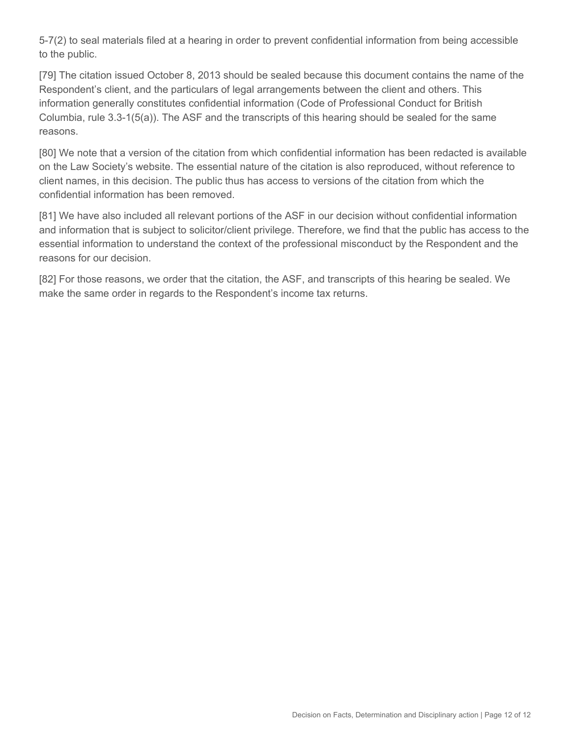5-7(2) to seal materials filed at a hearing in order to prevent confidential information from being accessible to the public.

[79] The citation issued October 8, 2013 should be sealed because this document contains the name of the Respondent's client, and the particulars of legal arrangements between the client and others. This information generally constitutes confidential information (Code of Professional Conduct for British Columbia, rule 3.3-1(5(a)). The ASF and the transcripts of this hearing should be sealed for the same reasons.

[80] We note that a version of the citation from which confidential information has been redacted is available on the Law Society's website. The essential nature of the citation is also reproduced, without reference to client names, in this decision. The public thus has access to versions of the citation from which the confidential information has been removed.

[81] We have also included all relevant portions of the ASF in our decision without confidential information and information that is subject to solicitor/client privilege. Therefore, we find that the public has access to the essential information to understand the context of the professional misconduct by the Respondent and the reasons for our decision.

[82] For those reasons, we order that the citation, the ASF, and transcripts of this hearing be sealed. We make the same order in regards to the Respondent's income tax returns.